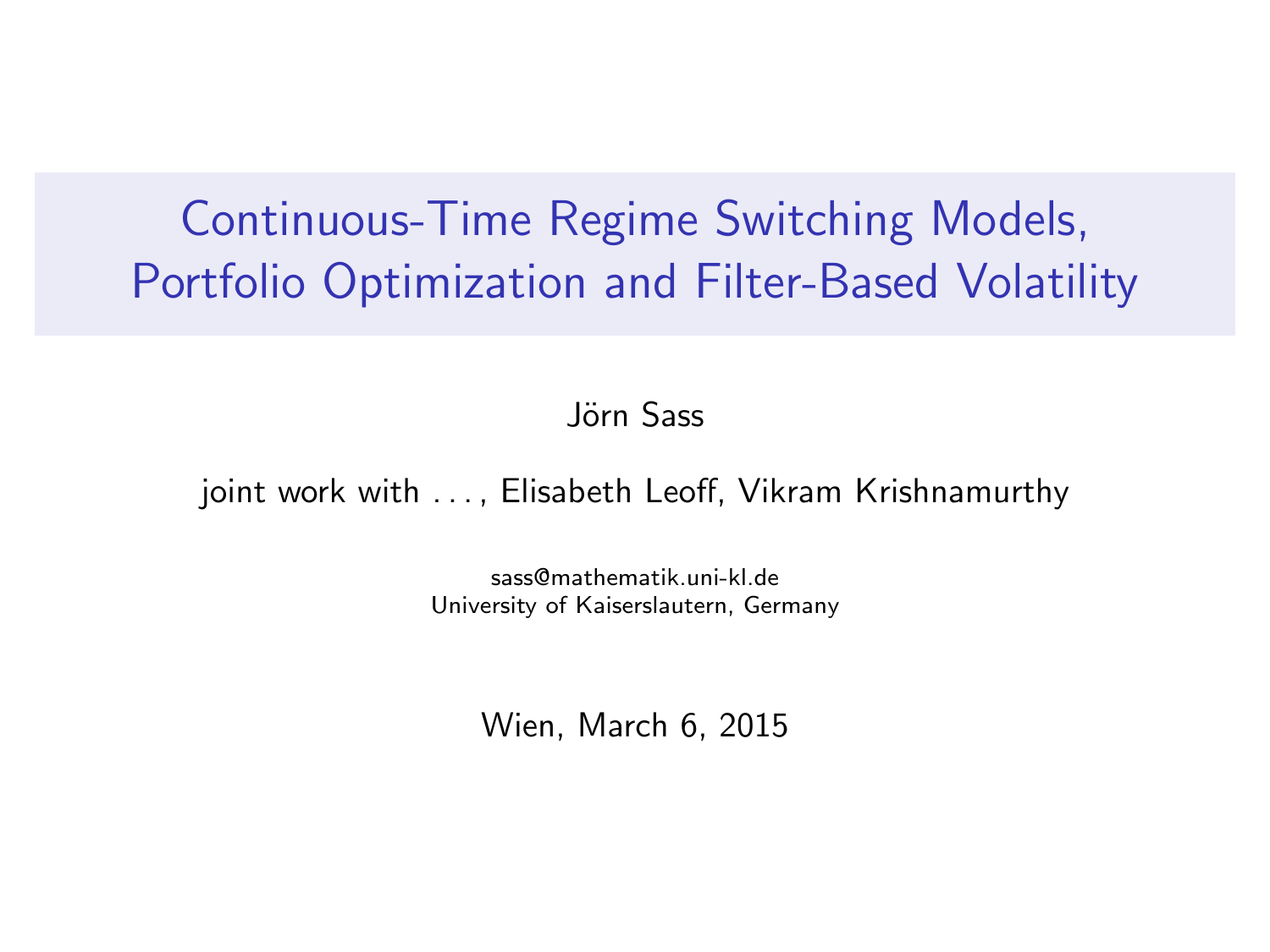# Continuous-Time Regime Switching Models, Portfolio Optimization and Filter-Based Volatility

Jörn Sass

joint work with . . . , Elisabeth Leoff, Vikram Krishnamurthy

sass@mathematik.uni-kl.de
University of Kaiserslautern, Germany

Wien, March 6, 2015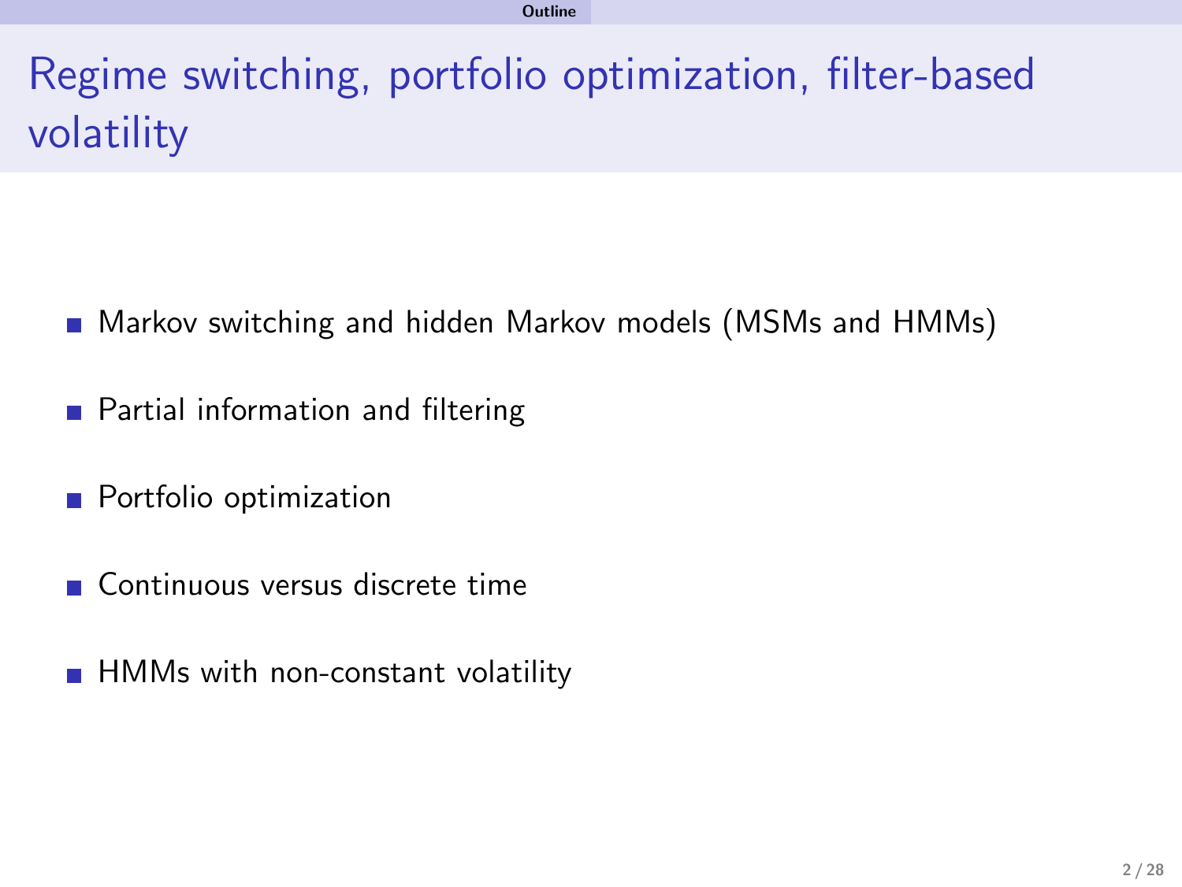# Regime switching, portfolio optimization, filter-based volatility

- Markov switching and hidden Markov models (MSMs and HMMs)
- Partial information and filtering
- Portfolio optimization
- Continuous versus discrete time
- HMMs with non-constant volatility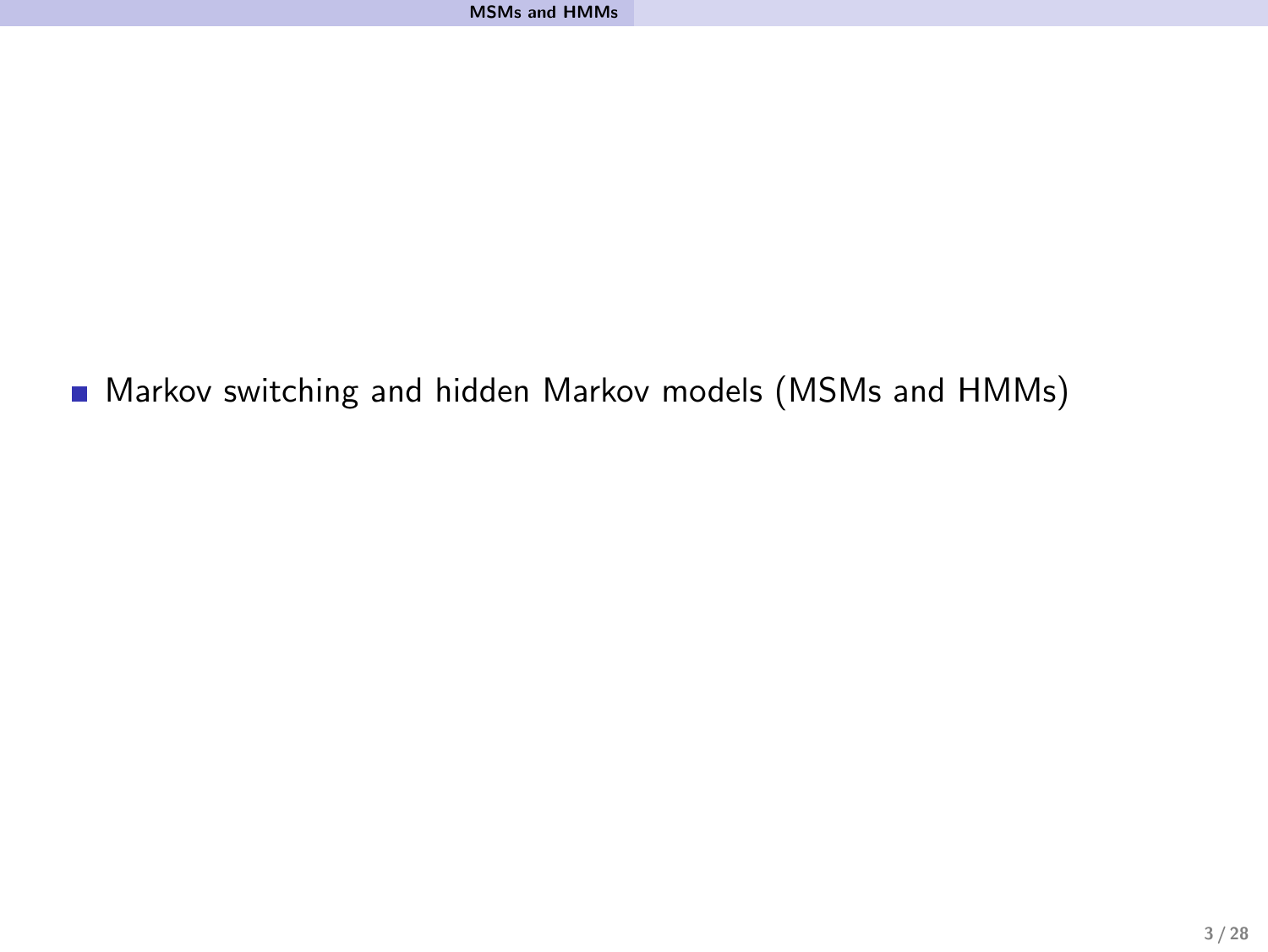- Markov switching and hidden Markov models (MSMs and HMMs)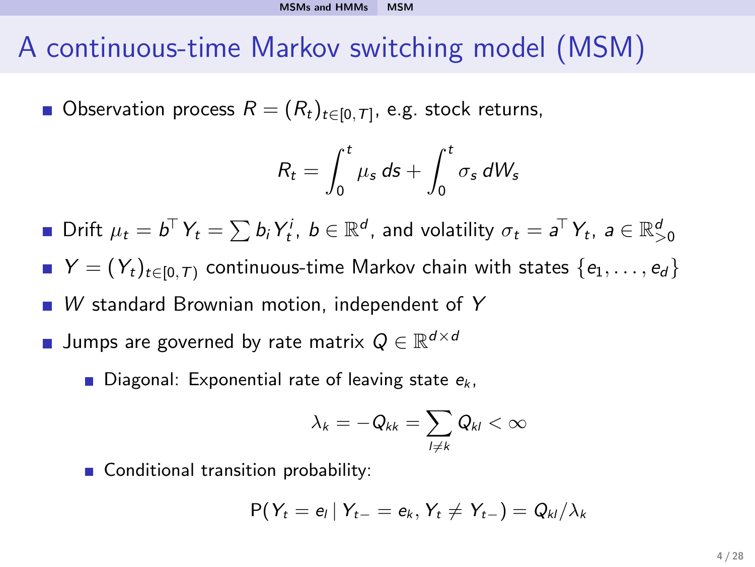# A continuous-time Markov switching model (MSM)

- Observation process $R = (R_t)_{t \in [0,T]}$, e.g. stock returns,

$$R_t = \int_0^t \mu_s \, ds + \int_0^t \sigma_s \, dW_s$$

- Drift $\mu_t = b^\top Y_t = \sum b_i Y_t^i$, $b \in \mathbb{R}^d$, and volatility $\sigma_t = a^\top Y_t$, $a \in \mathbb{R}^d_{>0}$
- $Y = (Y_t)_{t \in [0,T)}$ continuous-time Markov chain with states $\{e_1, \dots, e_d\}$
- $W$ standard Brownian motion, independent of $Y$
- Jumps are governed by rate matrix $Q \in \mathbb{R}^{d \times d}$
  - Diagonal: Exponential rate of leaving state $e_k$,

$$\lambda_k = -Q_{kk} = \sum_{l \neq k} Q_{kl} < \infty$$

  - Conditional transition probability:

$$\mathrm{P}(Y_t = e_l \mid Y_{t-} = e_k, Y_t \neq Y_{t-}) = Q_{kl} / \lambda_k$$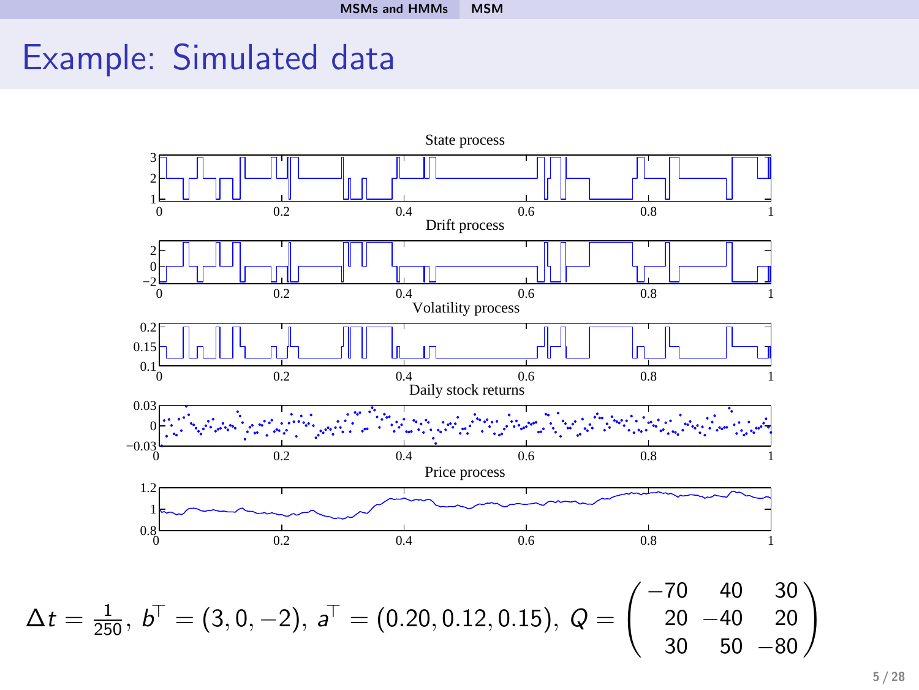# Example: Simulated data

State process

3
2
1
0 0.2 0.4 0.6 0.8 1

Drift process

2
0
−2
0 0.2 0.4 0.6 0.8 1

Volatility process

0.2
0.15
0.1
0 0.2 0.4 0.6 0.8 1

Daily stock returns

0.03
0
−0.03
0 0.2 0.4 0.6 0.8 1

Price process

1.2
1
0.8
0 0.2 0.4 0.6 0.8 1

$$\Delta t = \frac{1}{250},\ b^\top = (3, 0, -2),\ a^\top = (0.20, 0.12, 0.15),\ Q = \begin{pmatrix} -70 & 40 & 30 \\ 20 & -40 & 20 \\ 30 & 50 & -80 \end{pmatrix}$$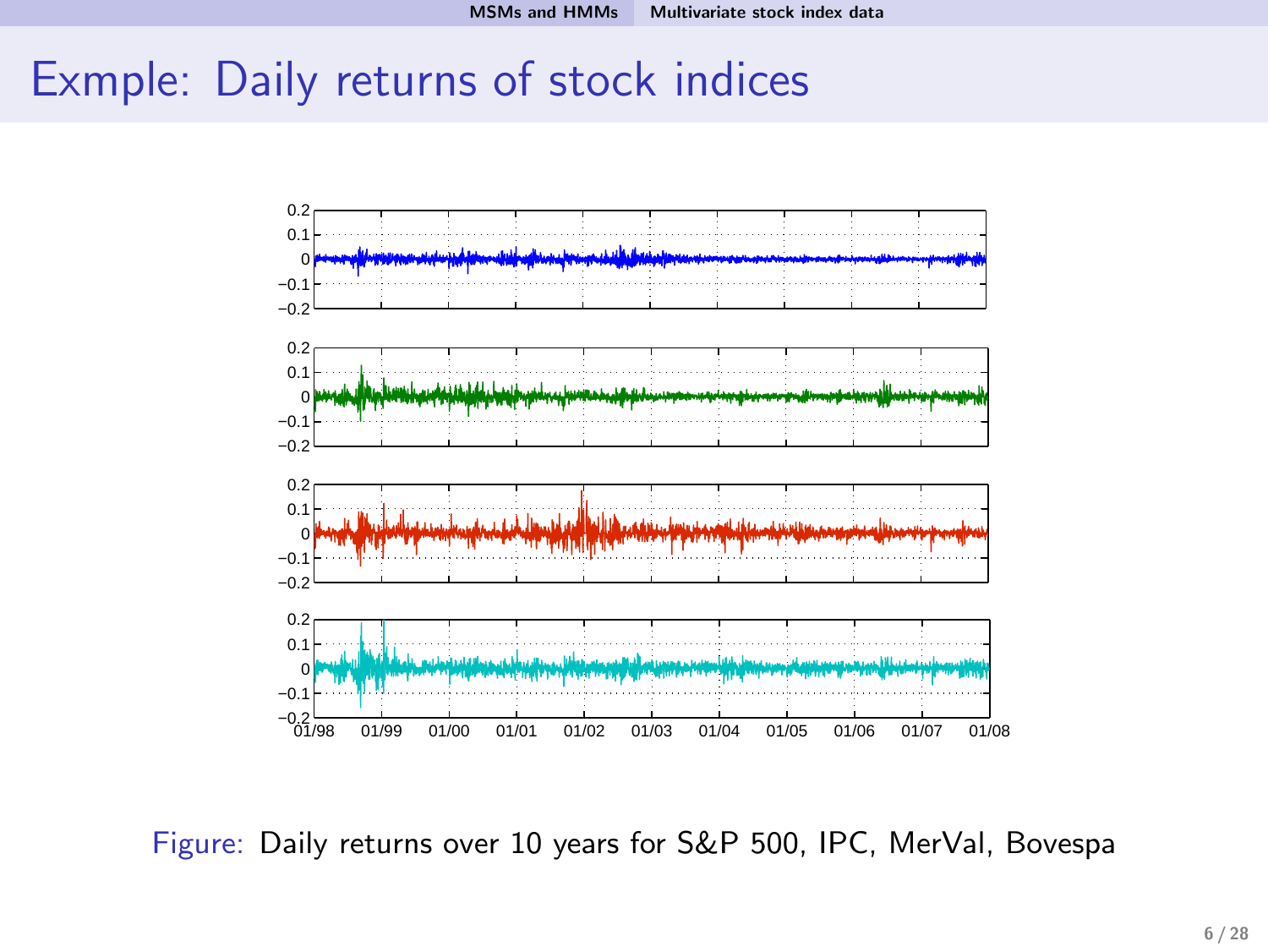# Exmple: Daily returns of stock indices

0.2
0.1
0
−0.1
−0.2

0.2
0.1
0
−0.1
−0.2

0.2
0.1
0
−0.1
−0.2

0.2
0.1
0
−0.1
−0.2

01/98 01/99 01/00 01/01 01/02 01/03 01/04 01/05 01/06 01/07 01/08

Figure: Daily returns over 10 years for S&P 500, IPC, MerVal, Bovespa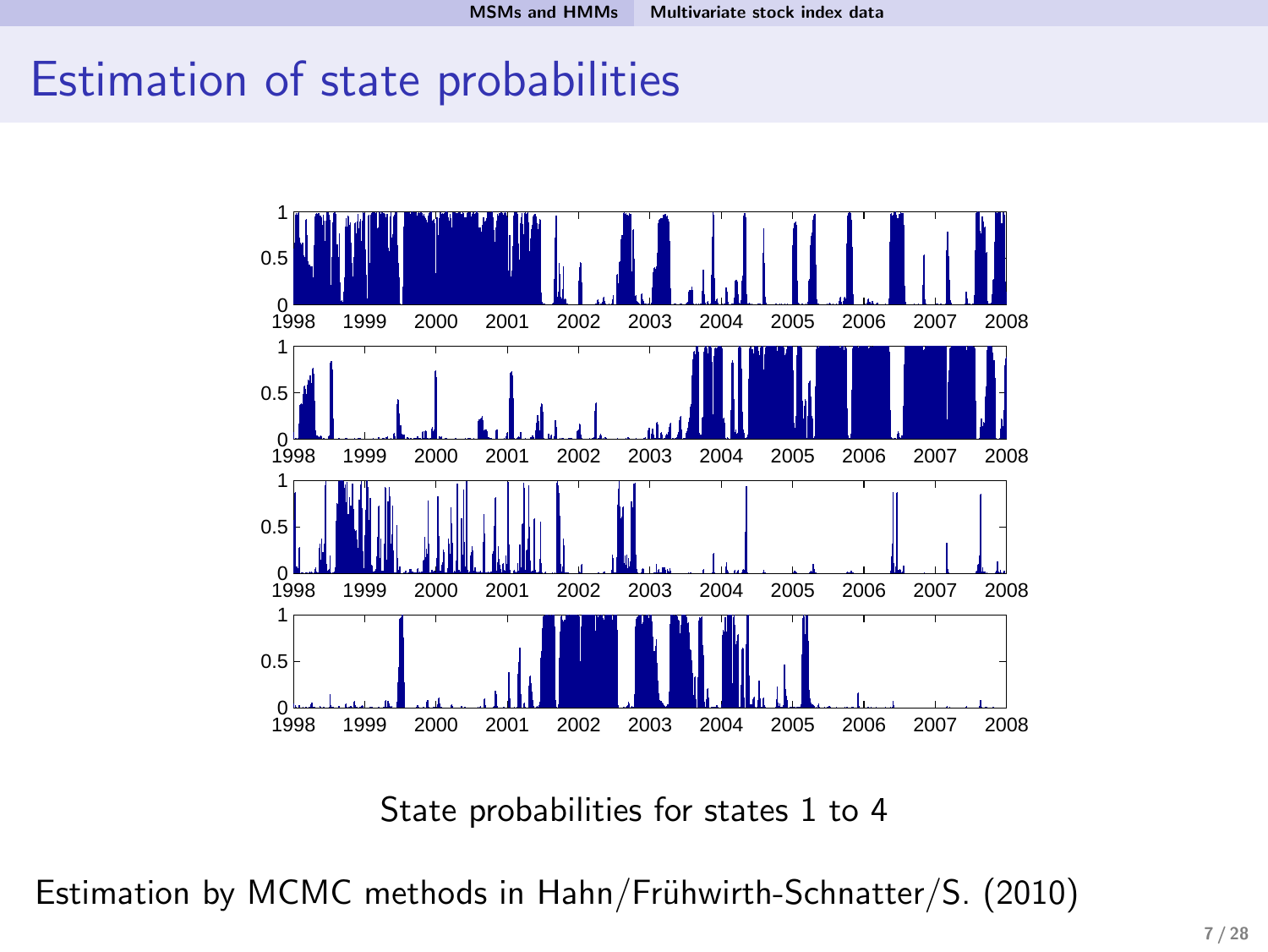# Estimation of state probabilities

1
0.5
0
1998 1999 2000 2001 2002 2003 2004 2005 2006 2007 2008

1
0.5
0
1998 1999 2000 2001 2002 2003 2004 2005 2006 2007 2008

1
0.5
0
1998 1999 2000 2001 2002 2003 2004 2005 2006 2007 2008

1
0.5
0
1998 1999 2000 2001 2002 2003 2004 2005 2006 2007 2008

State probabilities for states 1 to 4

Estimation by MCMC methods in Hahn/Frühwirth-Schnatter/S. (2010)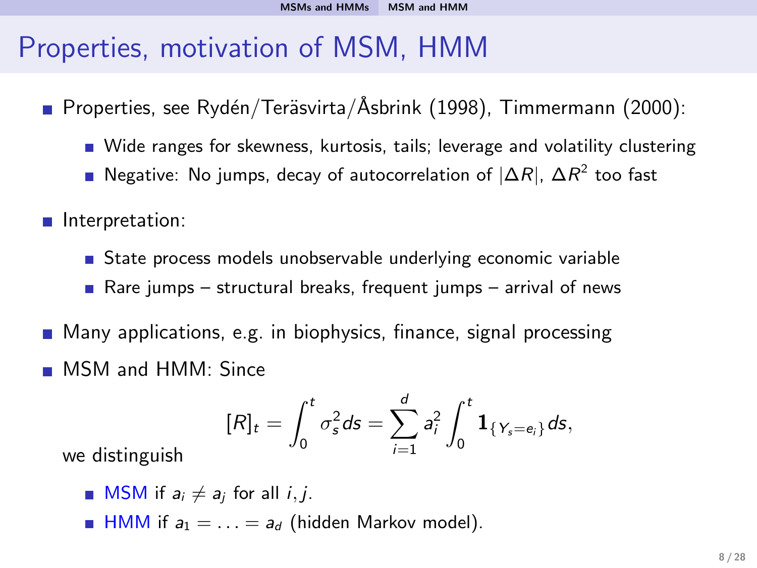# Properties, motivation of MSM, HMM

- Properties, see Rydén/Teräsvirta/Åsbrink (1998), Timmermann (2000):
  - Wide ranges for skewness, kurtosis, tails; leverage and volatility clustering
  - Negative: No jumps, decay of autocorrelation of $|\Delta R|$, $\Delta R^2$ too fast
- Interpretation:
  - State process models unobservable underlying economic variable
  - Rare jumps – structural breaks, frequent jumps – arrival of news
- Many applications, e.g. in biophysics, finance, signal processing
- MSM and HMM: Since

$$[R]_t = \int_0^t \sigma_s^2 ds = \sum_{i=1}^{d} a_i^2 \int_0^t \mathbf{1}_{\{Y_s = e_i\}} ds,$$

  we distinguish
  - MSM if $a_i \neq a_j$ for all $i, j$.
  - HMM if $a_1 = \ldots = a_d$ (hidden Markov model).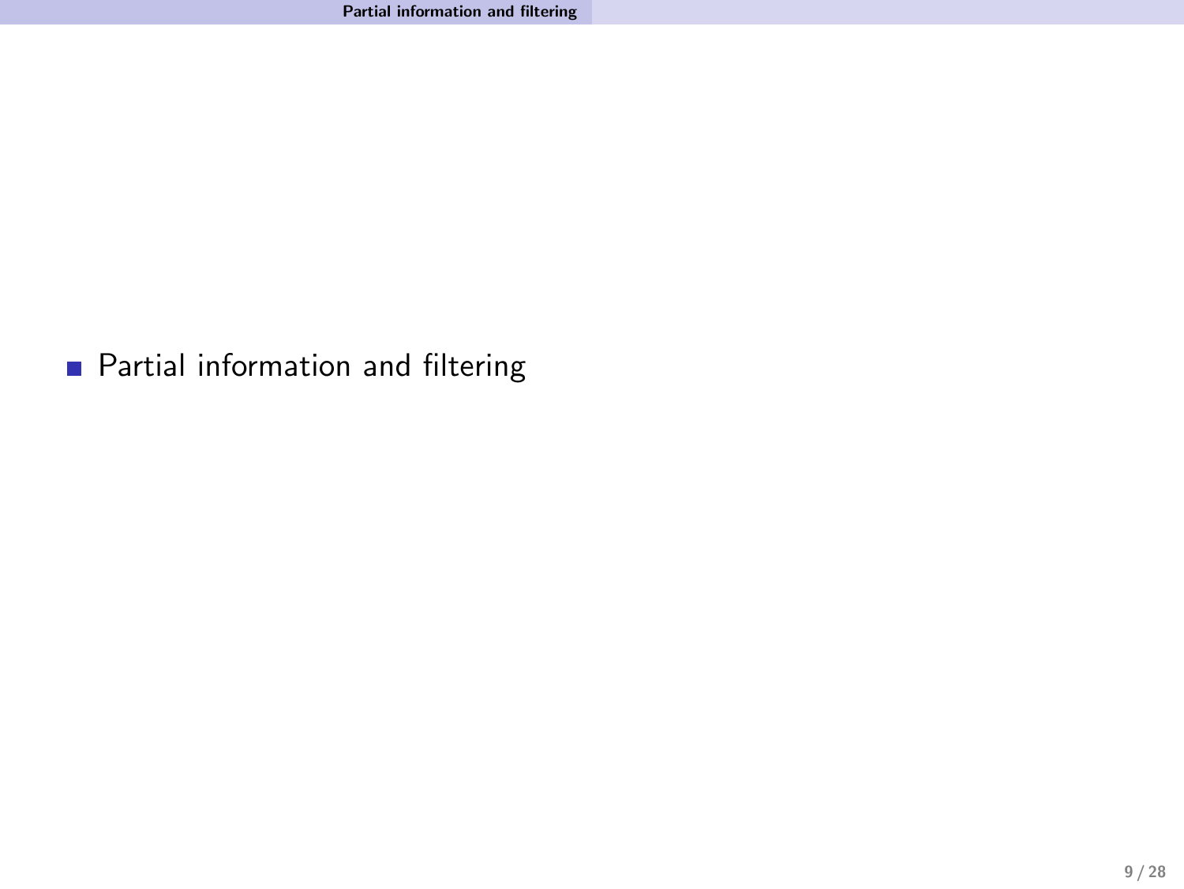- Partial information and filtering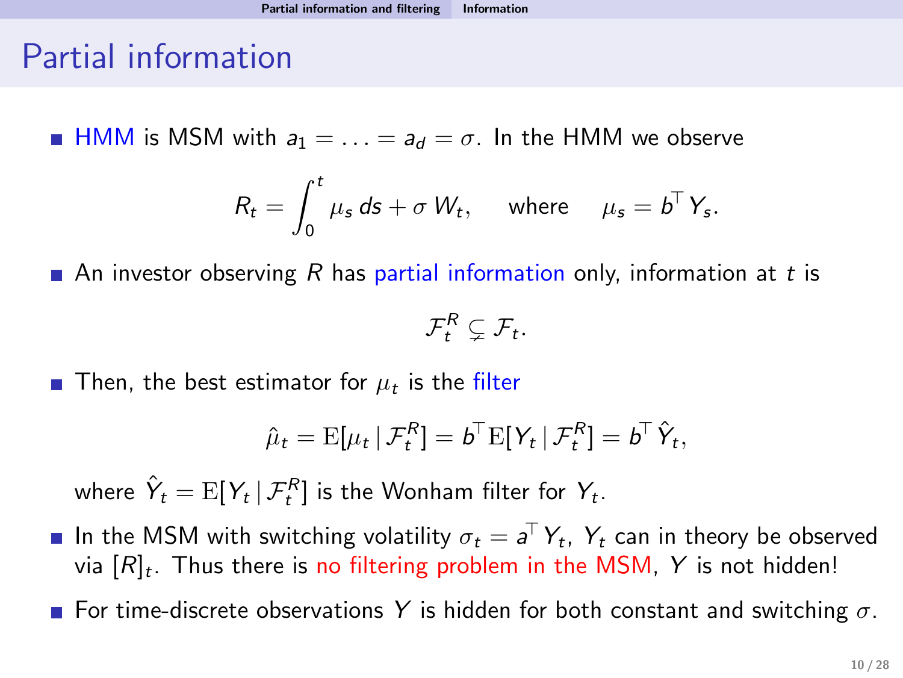# Partial information

- HMM is MSM with $a_1 = \ldots = a_d = \sigma$. In the HMM we observe

$$R_t = \int_0^t \mu_s \, ds + \sigma \, W_t, \quad \text{where} \quad \mu_s = b^\top Y_s.$$

- An investor observing $R$ has partial information only, information at $t$ is

$$\mathcal{F}_t^R \subsetneq \mathcal{F}_t.$$

- Then, the best estimator for $\mu_t$ is the filter

$$\hat{\mu}_t = \mathrm{E}[\mu_t \,|\, \mathcal{F}_t^R] = b^\top \mathrm{E}[Y_t \,|\, \mathcal{F}_t^R] = b^\top \hat{Y}_t,$$

  where $\hat{Y}_t = \mathrm{E}[Y_t \,|\, \mathcal{F}_t^R]$ is the Wonham filter for $Y_t$.

- In the MSM with switching volatility $\sigma_t = a^\top Y_t$, $Y_t$ can in theory be observed via $[R]_t$. Thus there is no filtering problem in the MSM, $Y$ is not hidden!
- For time-discrete observations $Y$ is hidden for both constant and switching $\sigma$.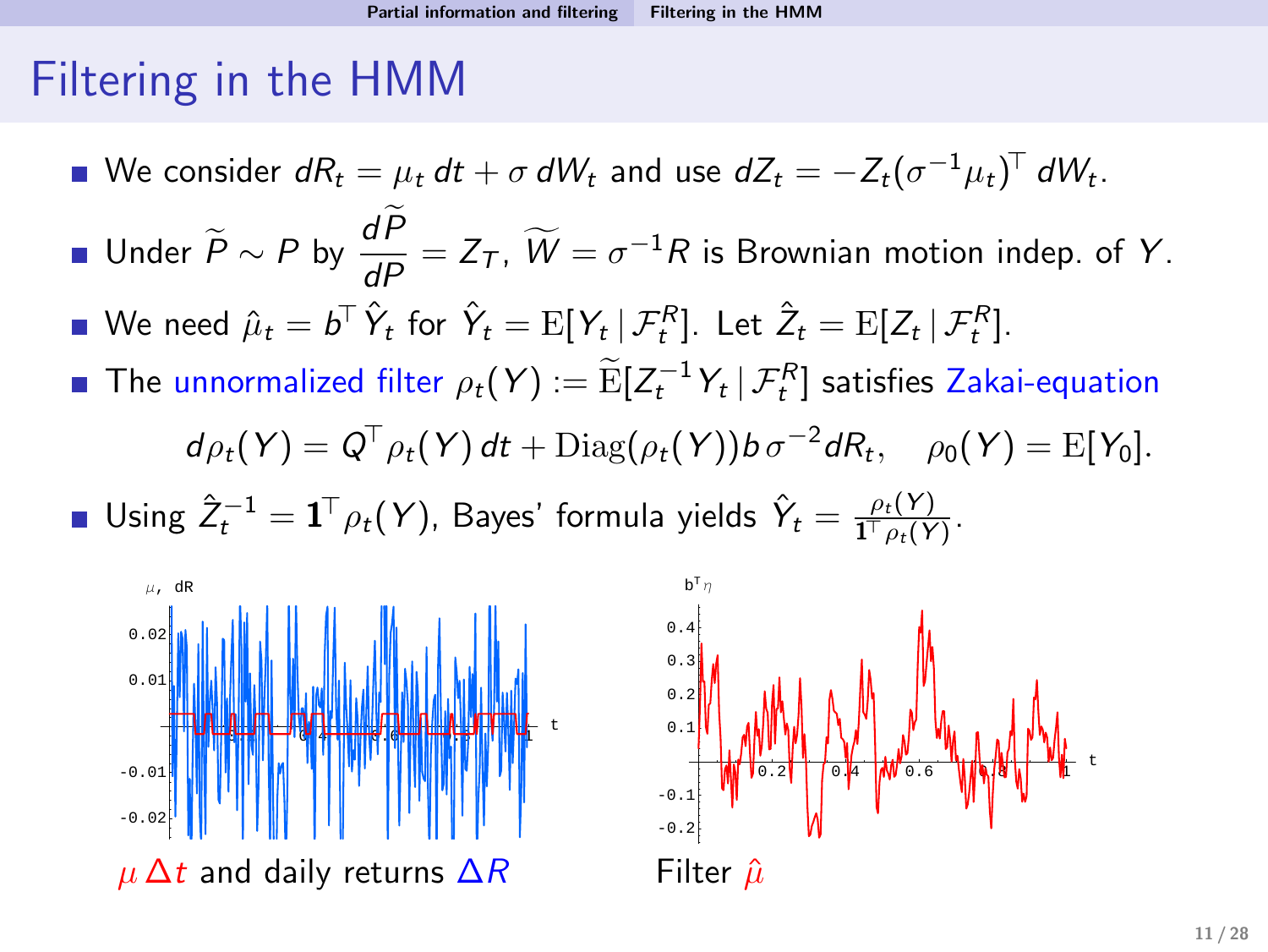# Filtering in the HMM

- We consider $dR_t = \mu_t\, dt + \sigma\, dW_t$ and use $dZ_t = -Z_t(\sigma^{-1}\mu_t)^\top\, dW_t$.
- Under $\widetilde{P} \sim P$ by $\dfrac{d\widetilde{P}}{dP} = Z_T$, $\widetilde{W} = \sigma^{-1}R$ is Brownian motion indep. of $Y$.
- We need $\hat{\mu}_t = b^\top \hat{Y}_t$ for $\hat{Y}_t = \mathrm{E}[Y_t \,|\, \mathcal{F}_t^R]$. Let $\hat{Z}_t = \mathrm{E}[Z_t \,|\, \mathcal{F}_t^R]$.
- The unnormalized filter $\rho_t(Y) := \widetilde{\mathrm{E}}[Z_t^{-1} Y_t \,|\, \mathcal{F}_t^R]$ satisfies Zakai-equation

$$d\rho_t(Y) = Q^\top \rho_t(Y)\, dt + \mathrm{Diag}(\rho_t(Y)) b\, \sigma^{-2} dR_t, \quad \rho_0(Y) = \mathrm{E}[Y_0].$$

- Using $\hat{Z}_t^{-1} = \mathbf{1}^\top \rho_t(Y)$, Bayes' formula yields $\hat{Y}_t = \frac{\rho_t(Y)}{\mathbf{1}^\top \rho_t(Y)}$.

μ, dR
0.02
0.01
-0.01
-0.02
0.4
0.6
1
t

$\mu\, \Delta t$ and daily returns $\Delta R$

b$^\top\eta$
0.4
0.3
0.2
0.1
-0.1
-0.2
0.2
0.4
0.6
1
t

Filter $\hat{\mu}$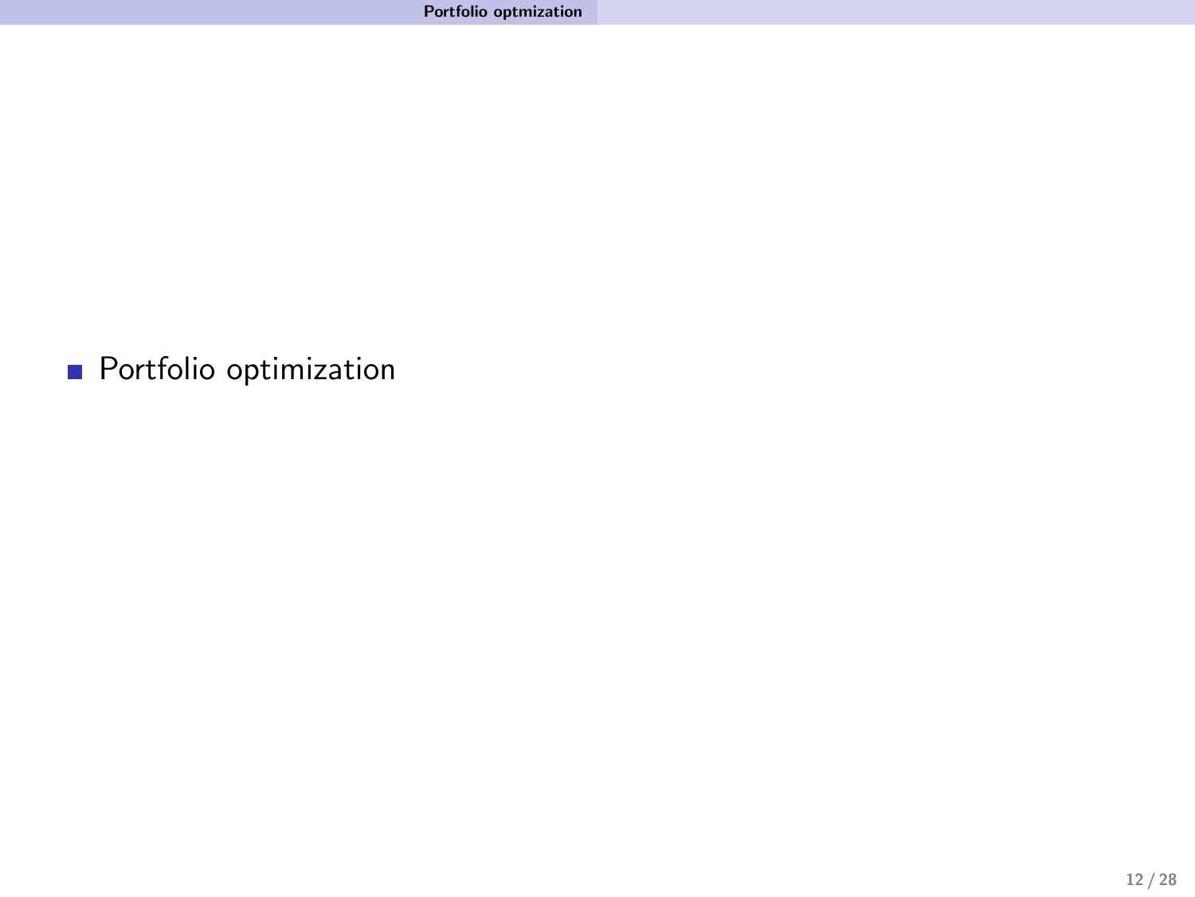- Portfolio optimization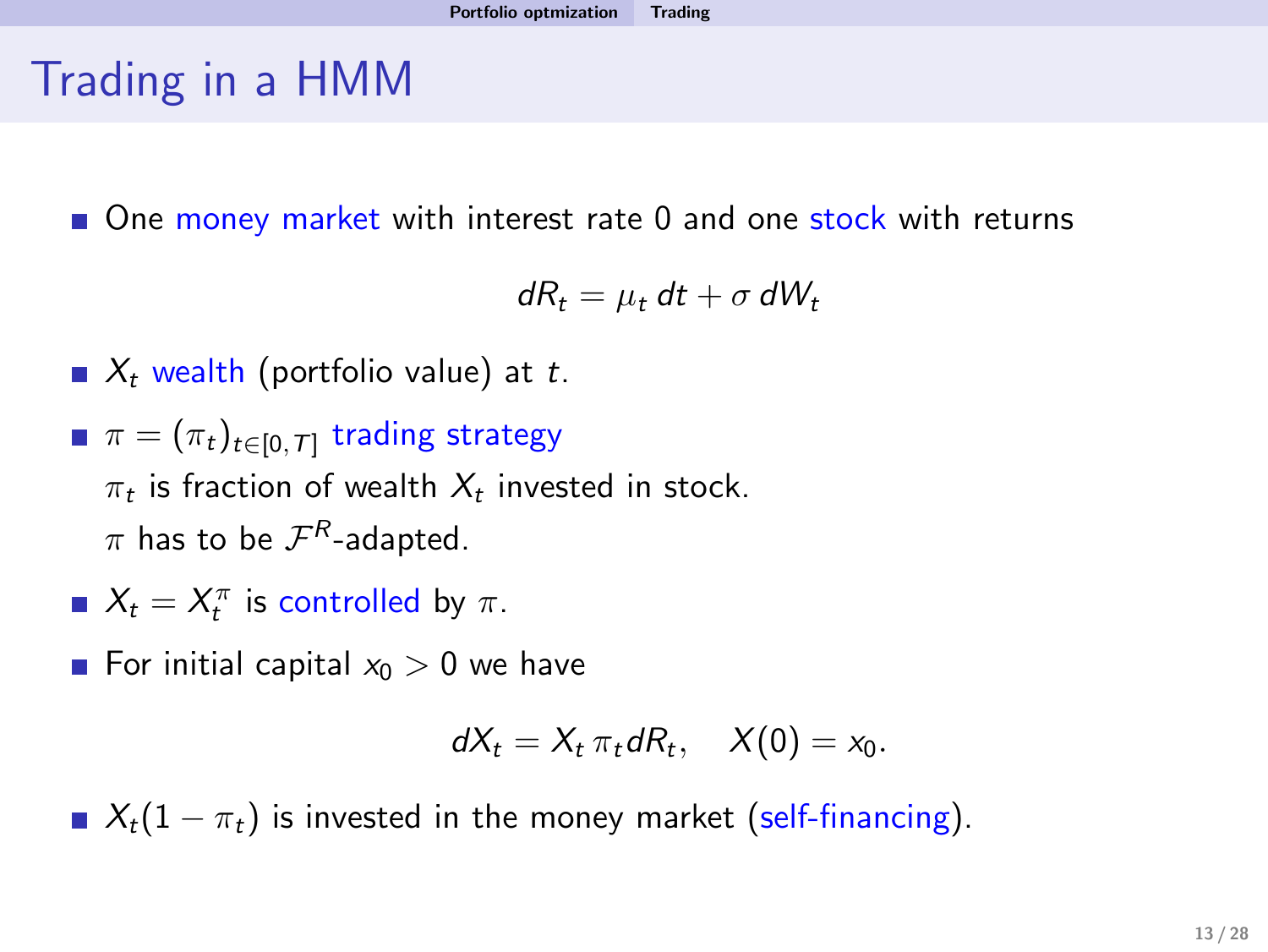# Trading in a HMM

- One money market with interest rate 0 and one stock with returns

$$dR_t = \mu_t \, dt + \sigma \, dW_t$$

- $X_t$ wealth (portfolio value) at $t$.
- $\pi = (\pi_t)_{t \in [0,T]}$ trading strategy
  $\pi_t$ is fraction of wealth $X_t$ invested in stock.
  $\pi$ has to be $\mathcal{F}^R$-adapted.
- $X_t = X_t^\pi$ is controlled by $\pi$.
- For initial capital $x_0 > 0$ we have

$$dX_t = X_t \, \pi_t dR_t, \quad X(0) = x_0.$$

- $X_t(1 - \pi_t)$ is invested in the money market (self-financing).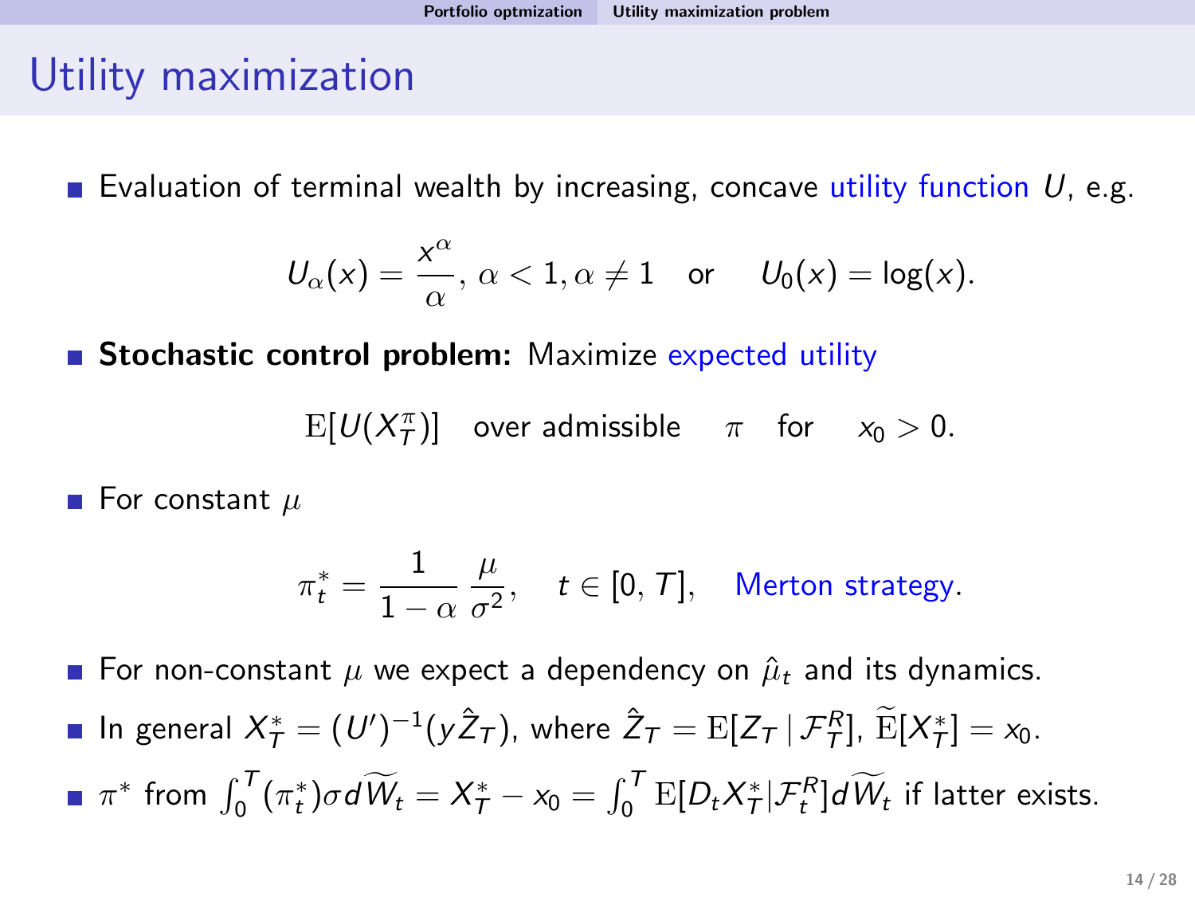# Utility maximization

- Evaluation of terminal wealth by increasing, concave utility function $U$, e.g.

$$U_\alpha(x) = \frac{x^\alpha}{\alpha},\ \alpha < 1, \alpha \neq 1 \quad \text{or} \quad U_0(x) = \log(x).$$

- **Stochastic control problem:** Maximize expected utility

$$\mathrm{E}[U(X_T^\pi)] \quad \text{over admissible} \quad \pi \quad \text{for} \quad x_0 > 0.$$

- For constant $\mu$

$$\pi_t^* = \frac{1}{1-\alpha}\,\frac{\mu}{\sigma^2}, \quad t \in [0, T], \quad \text{Merton strategy.}$$

- For non-constant $\mu$ we expect a dependency on $\hat{\mu}_t$ and its dynamics.
- In general $X_T^* = (U')^{-1}(y\hat{Z}_T)$, where $\hat{Z}_T = \mathrm{E}[Z_T \,|\, \mathcal{F}_T^R]$, $\widetilde{\mathrm{E}}[X_T^*] = x_0$.
- $\pi^*$ from $\int_0^T (\pi_t^*)\sigma d\widetilde{W}_t = X_T^* - x_0 = \int_0^T \mathrm{E}[D_t X_T^* | \mathcal{F}_t^R] d\widetilde{W}_t$ if latter exists.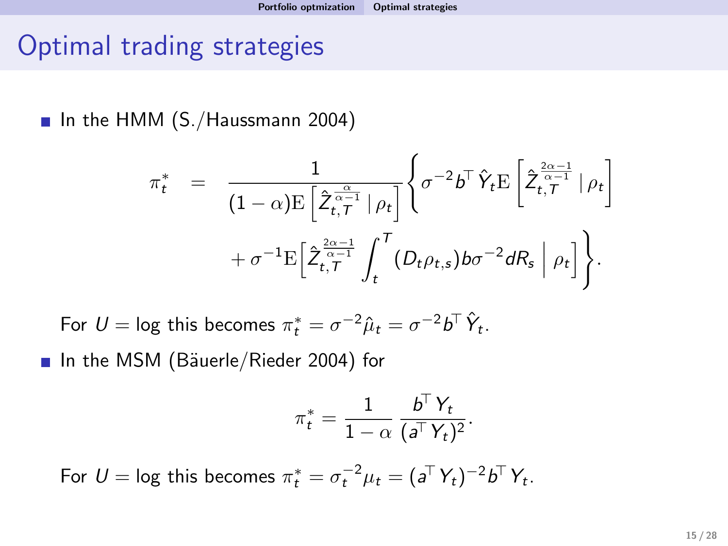# Optimal trading strategies

- In the HMM (S./Haussmann 2004)

$$
\begin{aligned}
\pi_t^* \quad = \quad & \frac{1}{(1-\alpha)\mathrm{E}\left[\hat{Z}_{t,T}^{\frac{\alpha}{\alpha-1}} \mid \rho_t\right]} \Bigg\{ \sigma^{-2} b^\top \hat{Y}_t \mathrm{E}\left[\hat{Z}_{t,T}^{\frac{2\alpha-1}{\alpha-1}} \mid \rho_t\right] \\
& + \sigma^{-1}\mathrm{E}\Big[\hat{Z}_{t,T}^{\frac{2\alpha-1}{\alpha-1}} \int_t^T (D_t \rho_{t,s}) b \sigma^{-2} dR_s \;\Big|\; \rho_t\Big]\Bigg\}.
\end{aligned}
$$

For $U = \log$ this becomes $\pi_t^* = \sigma^{-2}\hat{\mu}_t = \sigma^{-2} b^\top \hat{Y}_t$.

- In the MSM (Bäuerle/Rieder 2004) for

$$
\pi_t^* = \frac{1}{1-\alpha} \frac{b^\top Y_t}{(a^\top Y_t)^2}.
$$

For $U = \log$ this becomes $\pi_t^* = \sigma_t^{-2}\mu_t = (a^\top Y_t)^{-2} b^\top Y_t$.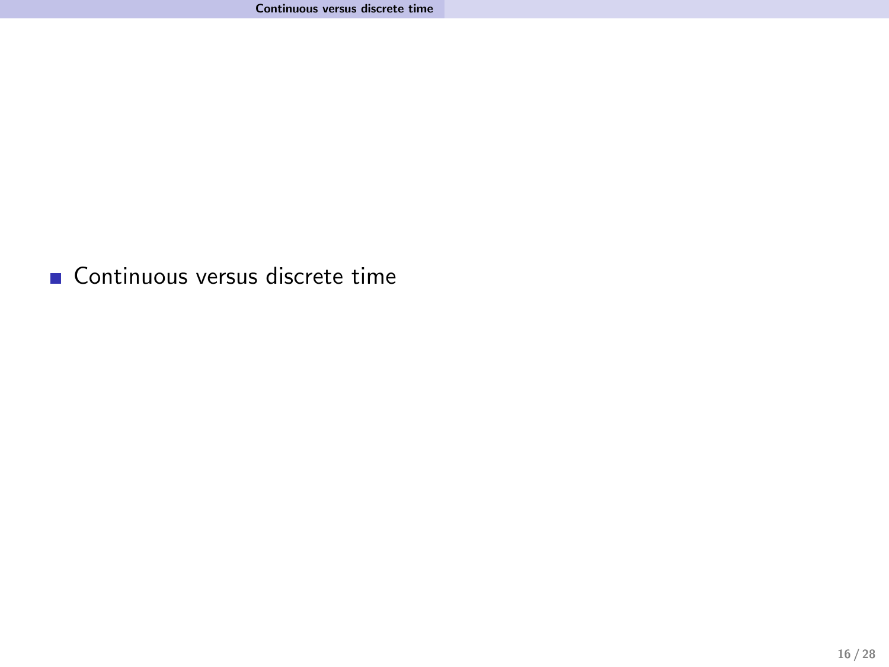- Continuous versus discrete time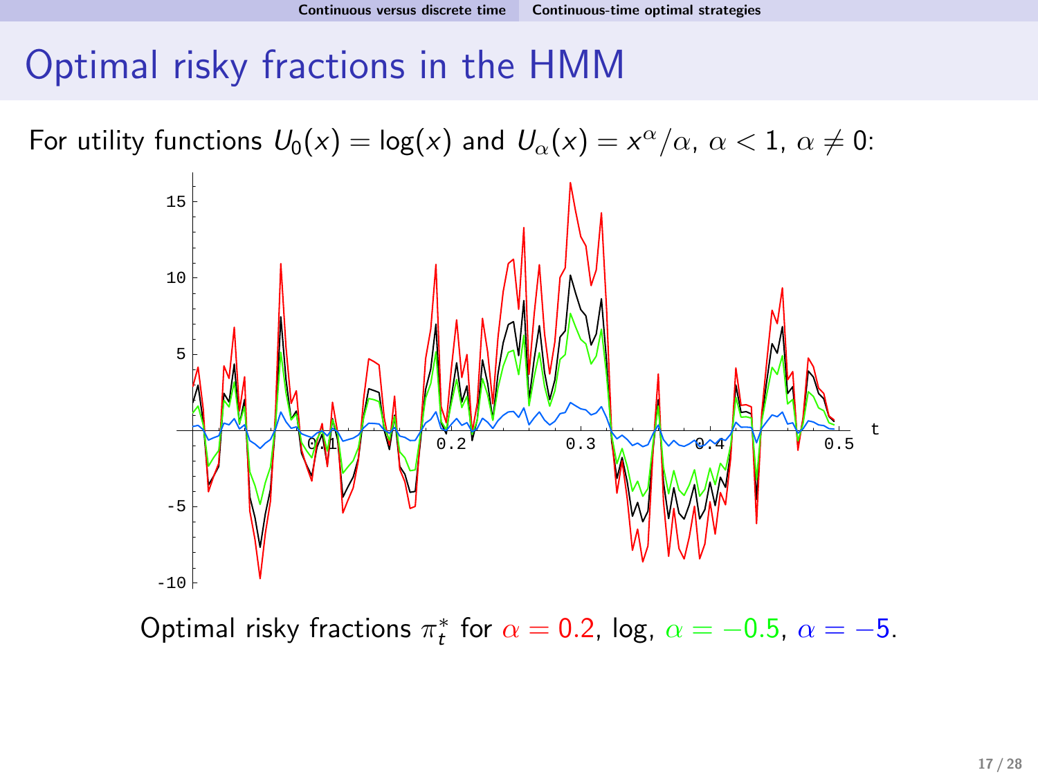# Optimal risky fractions in the HMM

For utility functions $U_0(x) = \log(x)$ and $U_\alpha(x) = x^\alpha/\alpha$, $\alpha < 1$, $\alpha \neq 0$:

15

10

5

-5

-10

0.1

0.2

0.3

0.4

0.5

t

Optimal risky fractions $\pi_t^*$ for $\alpha = 0.2$, log, $\alpha = -0.5$, $\alpha = -5$.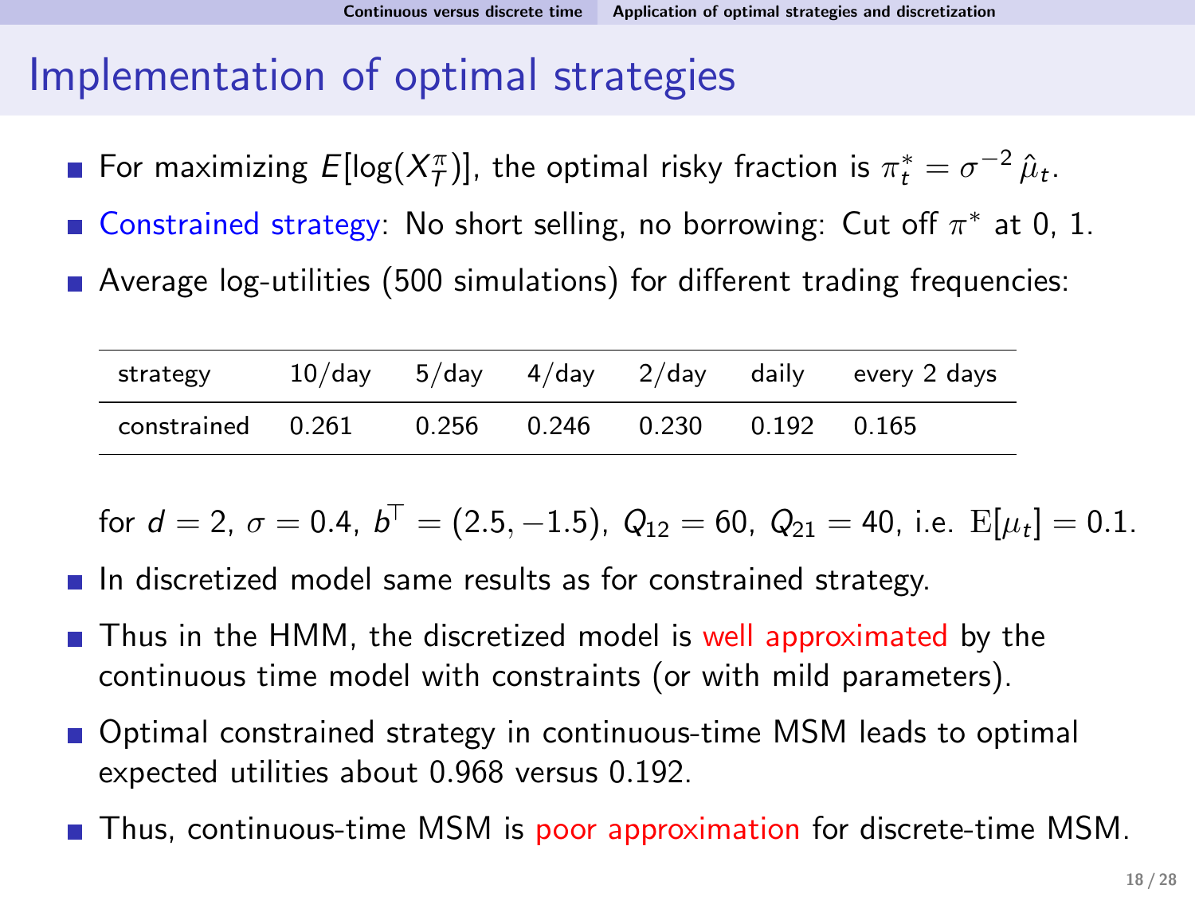# Implementation of optimal strategies

- For maximizing $E[\log(X_T^\pi)]$, the optimal risky fraction is $\pi_t^* = \sigma^{-2}\,\hat{\mu}_t$.
- Constrained strategy: No short selling, no borrowing: Cut off $\pi^*$ at 0, 1.
- Average log-utilities (500 simulations) for different trading frequencies:

| strategy | 10/day | 5/day | 4/day | 2/day | daily | every 2 days |
|---|---|---|---|---|---|---|
| constrained | 0.261 | 0.256 | 0.246 | 0.230 | 0.192 | 0.165 |

for $d = 2$, $\sigma = 0.4$, $b^\top = (2.5, -1.5)$, $Q_{12} = 60$, $Q_{21} = 40$, i.e. $\mathrm{E}[\mu_t] = 0.1$.

- In discretized model same results as for constrained strategy.
- Thus in the HMM, the discretized model is well approximated by the continuous time model with constraints (or with mild parameters).
- Optimal constrained strategy in continuous-time MSM leads to optimal expected utilities about 0.968 versus 0.192.
- Thus, continuous-time MSM is poor approximation for discrete-time MSM.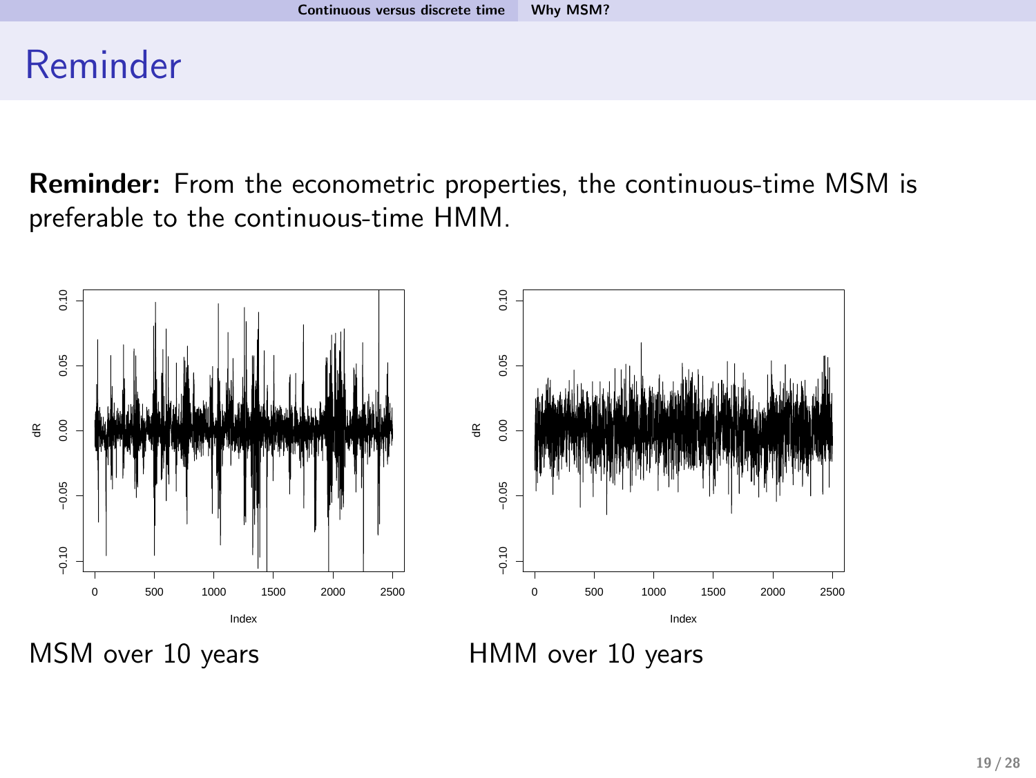# Reminder

**Reminder:** From the econometric properties, the continuous-time MSM is preferable to the continuous-time HMM.

dR
0.10
0.05
0.00
−0.05
−0.10
0
500
1000
1500
2000
2500
Index

MSM over 10 years

dR
0.10
0.05
0.00
−0.05
−0.10
0
500
1000
1500
2000
2500
Index

HMM over 10 years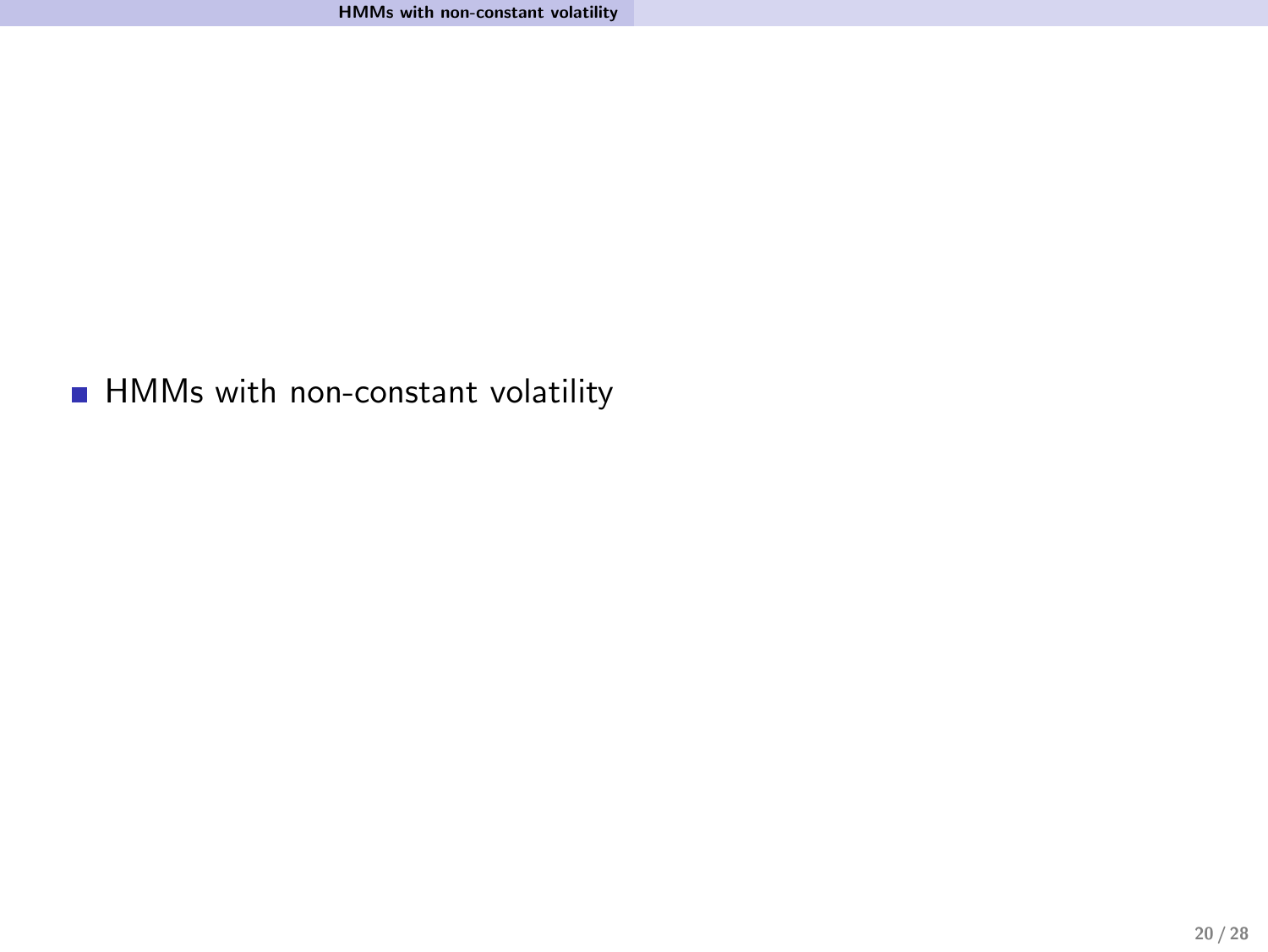- HMMs with non-constant volatility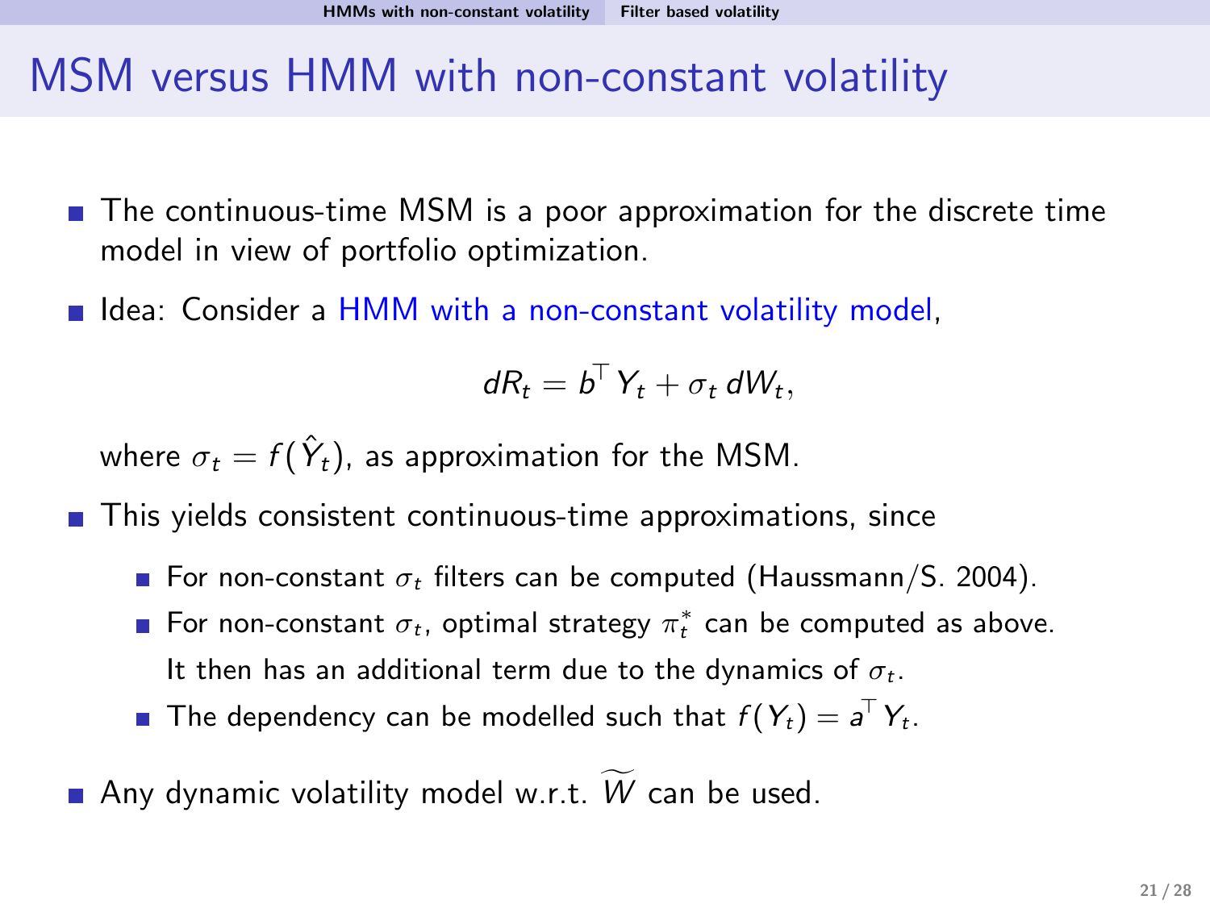# MSM versus HMM with non-constant volatility

- The continuous-time MSM is a poor approximation for the discrete time model in view of portfolio optimization.
- Idea: Consider a HMM with a non-constant volatility model,

$$dR_t = b^\top Y_t + \sigma_t \, dW_t,$$

  where $\sigma_t = f(\hat{Y}_t)$, as approximation for the MSM.

- This yields consistent continuous-time approximations, since
  - For non-constant $\sigma_t$ filters can be computed (Haussmann/S. 2004).
  - For non-constant $\sigma_t$, optimal strategy $\pi_t^*$ can be computed as above. It then has an additional term due to the dynamics of $\sigma_t$.
  - The dependency can be modelled such that $f(Y_t) = a^\top Y_t$.
- Any dynamic volatility model w.r.t. $\widetilde{W}$ can be used.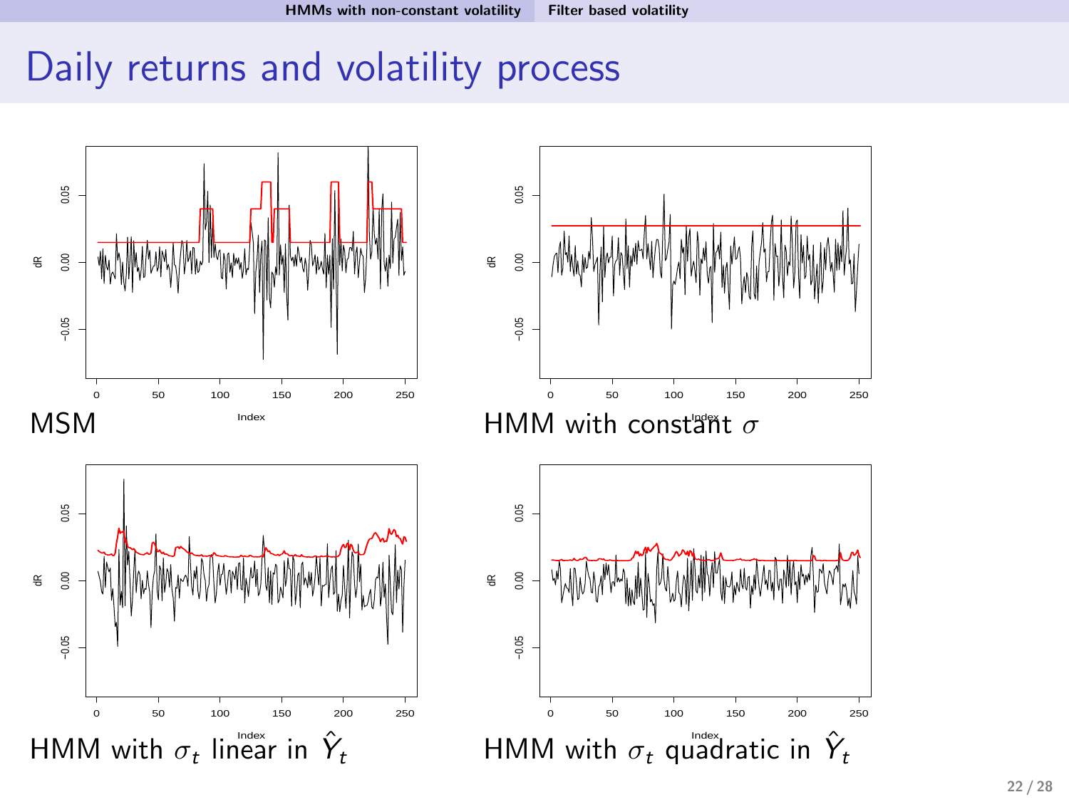# Daily returns and volatility process

dR

0.05

0.00

-0.05

0 50 100 150 200 250

Index

MSM

dR

0.05

0.00

-0.05

0 50 100 150 200 250

Index

HMM with constant $\sigma$

dR

0.05

0.00

-0.05

0 50 100 150 200 250

Index

HMM with $\sigma_t$ linear in $\hat{Y}_t$

dR

0.05

0.00

-0.05

0 50 100 150 200 250

Index

HMM with $\sigma_t$ quadratic in $\hat{Y}_t$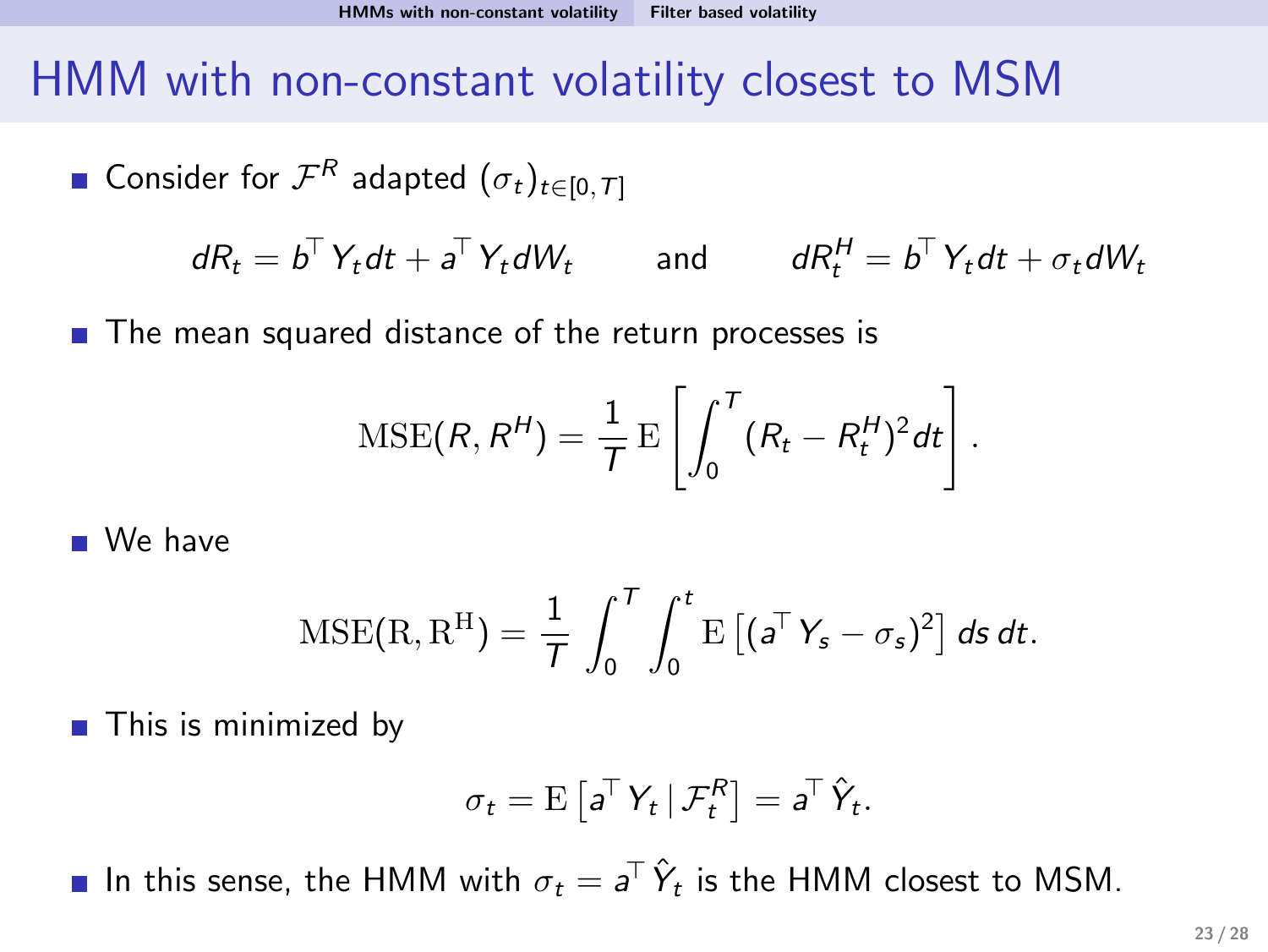# HMM with non-constant volatility closest to MSM

- Consider for $\mathcal{F}^R$ adapted $(\sigma_t)_{t\in[0,T]}$

$$dR_t = b^\top Y_t dt + a^\top Y_t dW_t \qquad \text{and} \qquad dR_t^H = b^\top Y_t dt + \sigma_t dW_t$$

- The mean squared distance of the return processes is

$$\mathrm{MSE}(R, R^H) = \frac{1}{T}\,\mathrm{E}\left[\int_0^T (R_t - R_t^H)^2 dt\right].$$

- We have

$$\mathrm{MSE}(\mathrm{R}, \mathrm{R}^{\mathrm{H}}) = \frac{1}{T}\int_0^T \int_0^t \mathrm{E}\left[(a^\top Y_s - \sigma_s)^2\right] ds\, dt.$$

- This is minimized by

$$\sigma_t = \mathrm{E}\left[a^\top Y_t \,|\, \mathcal{F}_t^R\right] = a^\top \hat{Y}_t.$$

- In this sense, the HMM with $\sigma_t = a^\top \hat{Y}_t$ is the HMM closest to MSM.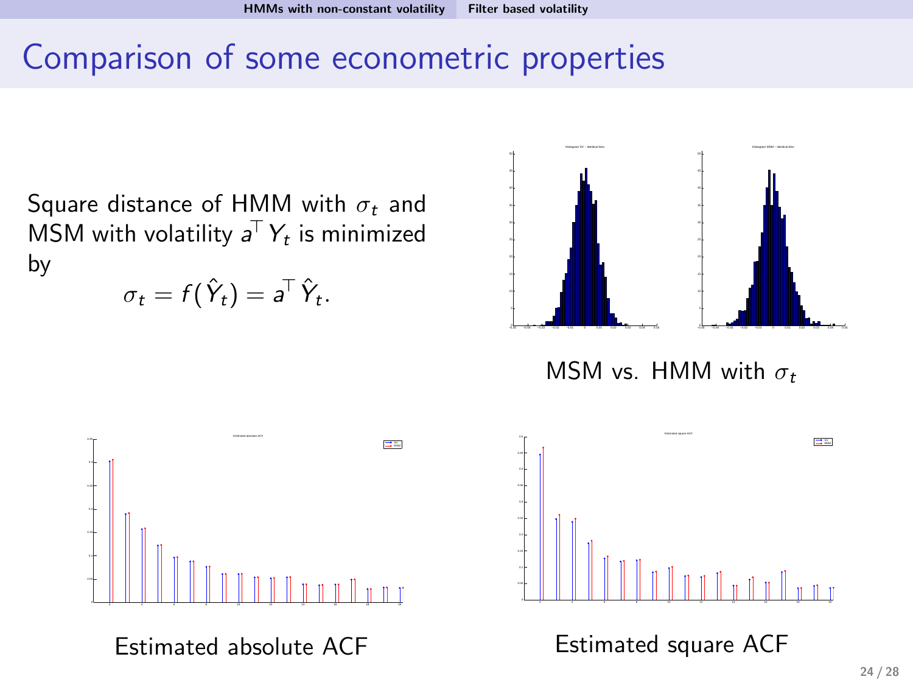# Comparison of some econometric properties

Square distance of HMM with $\sigma_t$ and MSM with volatility $a^\top Y_t$ is minimized by

$$\sigma_t = f(\hat{Y}_t) = a^\top \hat{Y}_t.$$

Histogram SV – identical bins

Histogram MSM – identical bins

MSM vs. HMM with $\sigma_t$

Estimated absolute ACF

SV
MSM

Estimated absolute ACF

Estimated square ACF

SV
MSM

Estimated square ACF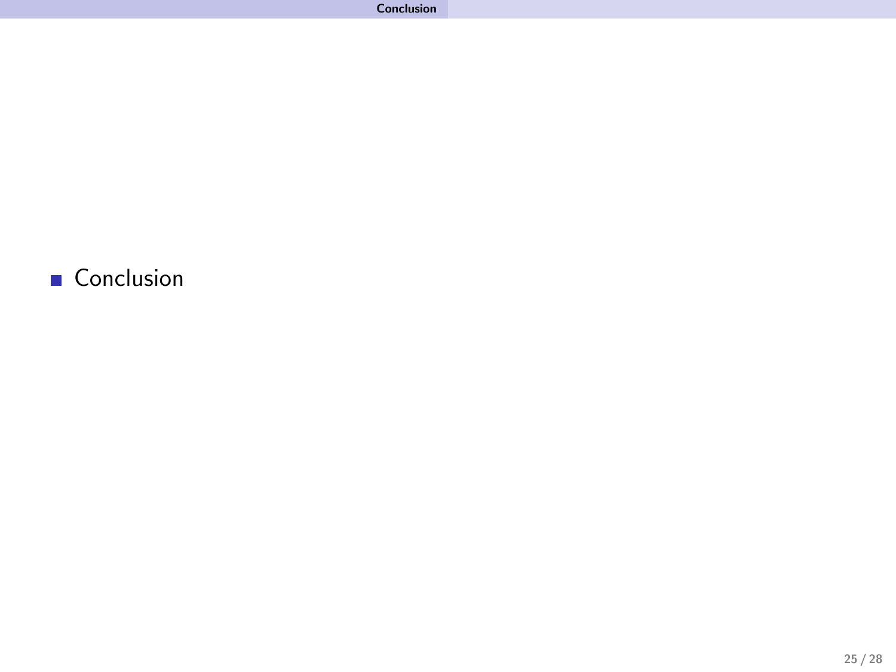- Conclusion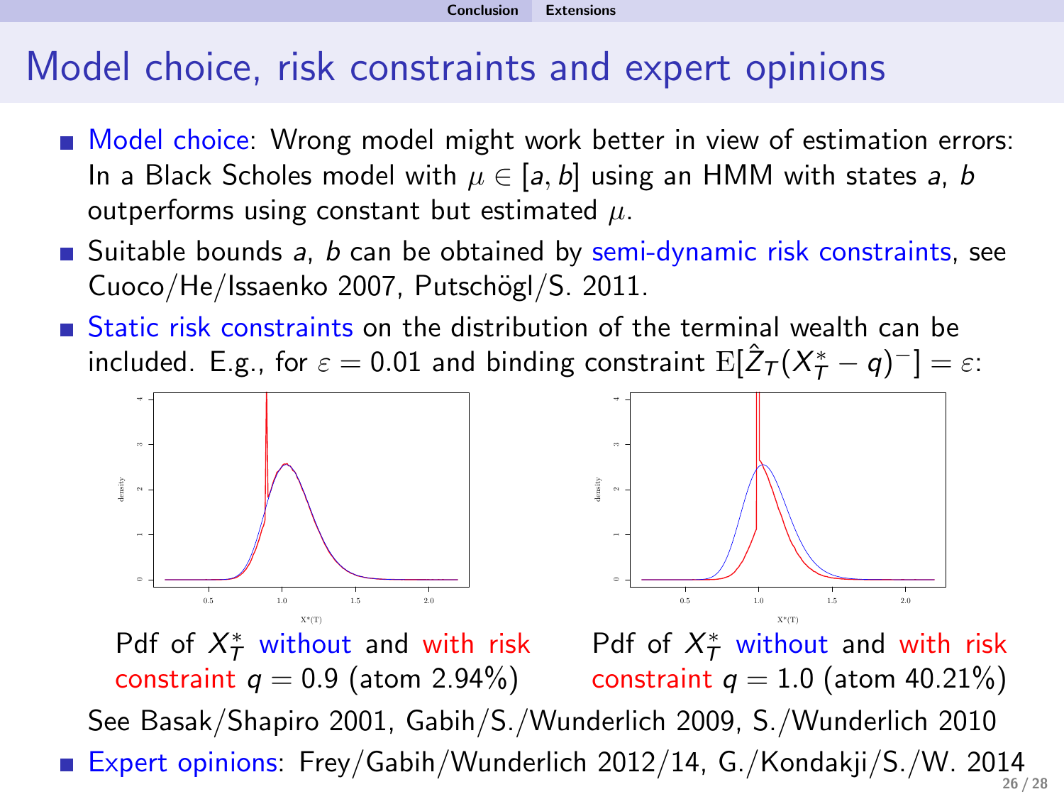# Model choice, risk constraints and expert opinions

- Model choice: Wrong model might work better in view of estimation errors: In a Black Scholes model with $\mu \in [a, b]$ using an HMM with states $a$, $b$ outperforms using constant but estimated $\mu$.
- Suitable bounds $a$, $b$ can be obtained by semi-dynamic risk constraints, see Cuoco/He/Issaenko 2007, Putschögl/S. 2011.
- Static risk constraints on the distribution of the terminal wealth can be included. E.g., for $\varepsilon = 0.01$ and binding constraint $\mathrm{E}[\hat{Z}_T(X_T^* - q)^-] = \varepsilon$:

density

X*(T)

0.5 1.0 1.5 2.0

0 1 2 3 4

Pdf of $X_T^*$ without and with risk constraint $q = 0.9$ (atom 2.94%)

density

X*(T)

0.5 1.0 1.5 2.0

0 1 2 3 4

Pdf of $X_T^*$ without and with risk constraint $q = 1.0$ (atom 40.21%)

See Basak/Shapiro 2001, Gabih/S./Wunderlich 2009, S./Wunderlich 2010

- Expert opinions: Frey/Gabih/Wunderlich 2012/14, G./Kondakji/S./W. 2014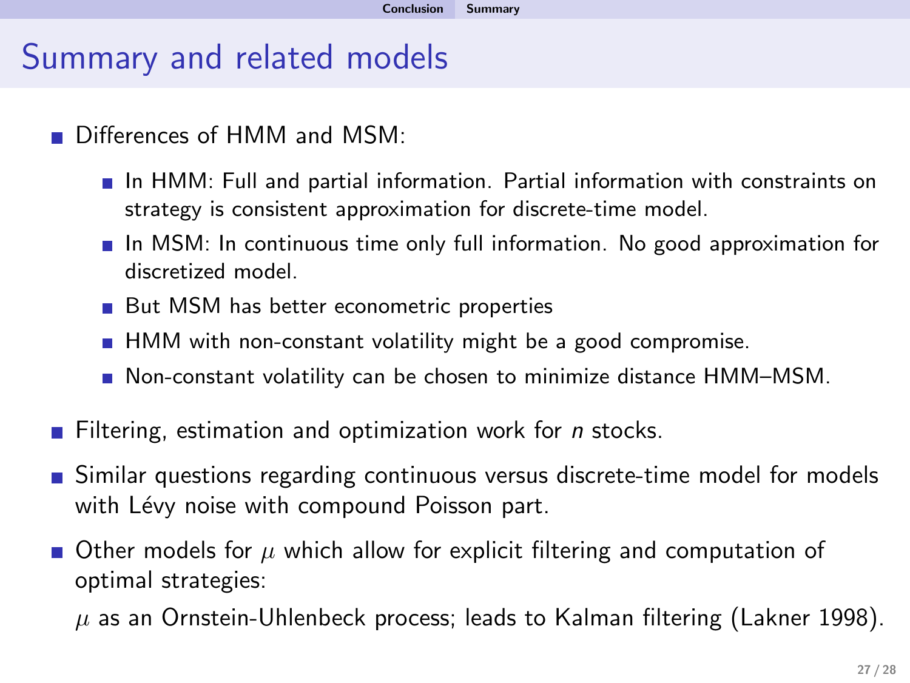# Summary and related models

- Differences of HMM and MSM:
  - In HMM: Full and partial information. Partial information with constraints on strategy is consistent approximation for discrete-time model.
  - In MSM: In continuous time only full information. No good approximation for discretized model.
  - But MSM has better econometric properties
  - HMM with non-constant volatility might be a good compromise.
  - Non-constant volatility can be chosen to minimize distance HMM–MSM.
- Filtering, estimation and optimization work for $n$ stocks.
- Similar questions regarding continuous versus discrete-time model for models with Lévy noise with compound Poisson part.
- Other models for $\mu$ which allow for explicit filtering and computation of optimal strategies:

  $\mu$ as an Ornstein-Uhlenbeck process; leads to Kalman filtering (Lakner 1998).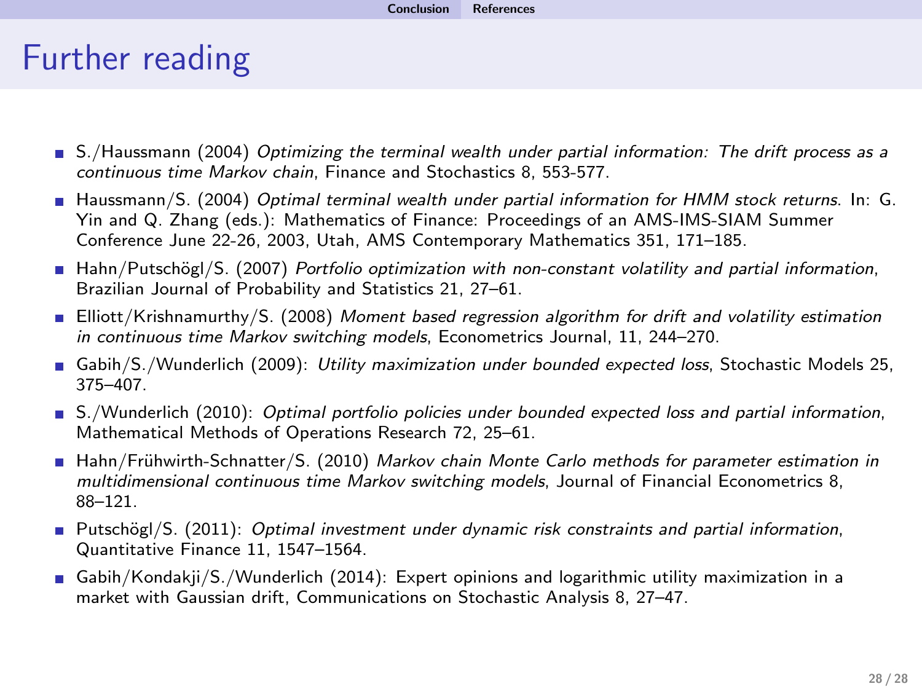# Further reading

- S./Haussmann (2004) *Optimizing the terminal wealth under partial information: The drift process as a continuous time Markov chain*, Finance and Stochastics 8, 553-577.
- Haussmann/S. (2004) *Optimal terminal wealth under partial information for HMM stock returns*. In: G. Yin and Q. Zhang (eds.): Mathematics of Finance: Proceedings of an AMS-IMS-SIAM Summer Conference June 22-26, 2003, Utah, AMS Contemporary Mathematics 351, 171–185.
- Hahn/Putschögl/S. (2007) *Portfolio optimization with non-constant volatility and partial information*, Brazilian Journal of Probability and Statistics 21, 27–61.
- Elliott/Krishnamurthy/S. (2008) *Moment based regression algorithm for drift and volatility estimation in continuous time Markov switching models*, Econometrics Journal, 11, 244–270.
- Gabih/S./Wunderlich (2009): *Utility maximization under bounded expected loss*, Stochastic Models 25, 375–407.
- S./Wunderlich (2010): *Optimal portfolio policies under bounded expected loss and partial information*, Mathematical Methods of Operations Research 72, 25–61.
- Hahn/Frühwirth-Schnatter/S. (2010) *Markov chain Monte Carlo methods for parameter estimation in multidimensional continuous time Markov switching models*, Journal of Financial Econometrics 8, 88–121.
- Putschögl/S. (2011): *Optimal investment under dynamic risk constraints and partial information*, Quantitative Finance 11, 1547–1564.
- Gabih/Kondakji/S./Wunderlich (2014): Expert opinions and logarithmic utility maximization in a market with Gaussian drift, Communications on Stochastic Analysis 8, 27–47.